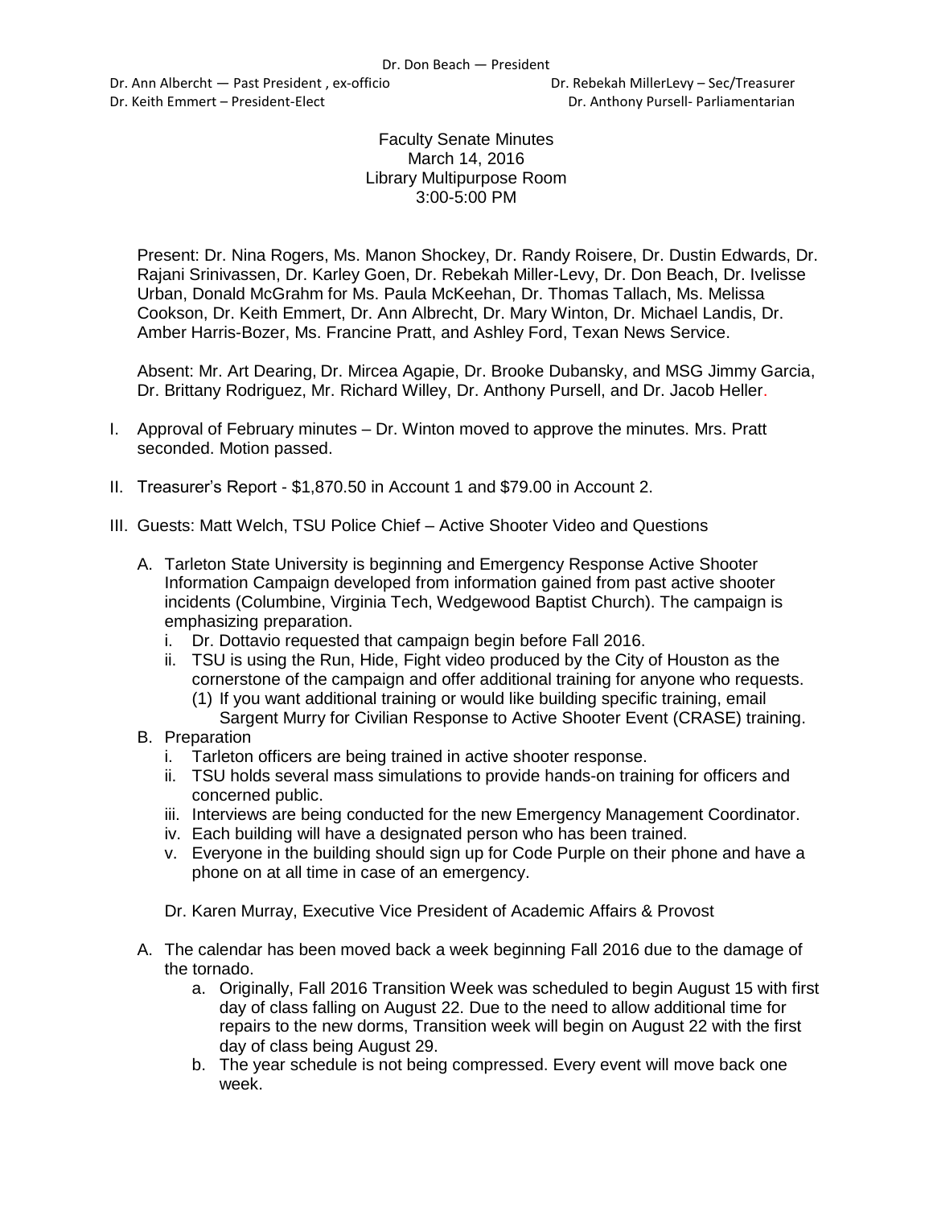Dr. Don Beach — President

Dr. Ann Albercht — Past President , ex-officio

Dr. Rebekah MillerLevy – Sec/Treasurer

Dr. Keith Emmert – President-Elect

Dr. Anthony Pursell- Parliamentarian

Faculty Senate Minutes
March 14, 2016
Library Multipurpose Room
3:00-5:00 PM

Present: Dr. Nina Rogers, Ms. Manon Shockey, Dr. Randy Roisere, Dr. Dustin Edwards, Dr. Rajani Srinivassen, Dr. Karley Goen, Dr. Rebekah Miller-Levy, Dr. Don Beach, Dr. Ivelisse Urban, Donald McGrahm for Ms. Paula McKeehan, Dr. Thomas Tallach, Ms. Melissa Cookson, Dr. Keith Emmert, Dr. Ann Albrecht, Dr. Mary Winton, Dr. Michael Landis, Dr. Amber Harris-Bozer, Ms. Francine Pratt, and Ashley Ford, Texan News Service.

Absent: Mr. Art Dearing, Dr. Mircea Agapie, Dr. Brooke Dubansky, and MSG Jimmy Garcia, Dr. Brittany Rodriguez, Mr. Richard Willey, Dr. Anthony Pursell, and Dr. Jacob Heller.

I. Approval of February minutes – Dr. Winton moved to approve the minutes. Mrs. Pratt seconded. Motion passed.

II. Treasurer's Report - $1,870.50 in Account 1 and $79.00 in Account 2.

III. Guests: Matt Welch, TSU Police Chief – Active Shooter Video and Questions

   A. Tarleton State University is beginning and Emergency Response Active Shooter Information Campaign developed from information gained from past active shooter incidents (Columbine, Virginia Tech, Wedgewood Baptist Church). The campaign is emphasizing preparation.
      i. Dr. Dottavio requested that campaign begin before Fall 2016.
      ii. TSU is using the Run, Hide, Fight video produced by the City of Houston as the cornerstone of the campaign and offer additional training for anyone who requests.
         (1) If you want additional training or would like building specific training, email Sargent Murry for Civilian Response to Active Shooter Event (CRASE) training.

   B. Preparation
      i. Tarleton officers are being trained in active shooter response.
      ii. TSU holds several mass simulations to provide hands-on training for officers and concerned public.
      iii. Interviews are being conducted for the new Emergency Management Coordinator.
      iv. Each building will have a designated person who has been trained.
      v. Everyone in the building should sign up for Code Purple on their phone and have a phone on at all time in case of an emergency.

   Dr. Karen Murray, Executive Vice President of Academic Affairs & Provost

   A. The calendar has been moved back a week beginning Fall 2016 due to the damage of the tornado.
      a. Originally, Fall 2016 Transition Week was scheduled to begin August 15 with first day of class falling on August 22. Due to the need to allow additional time for repairs to the new dorms, Transition week will begin on August 22 with the first day of class being August 29.
      b. The year schedule is not being compressed. Every event will move back one week.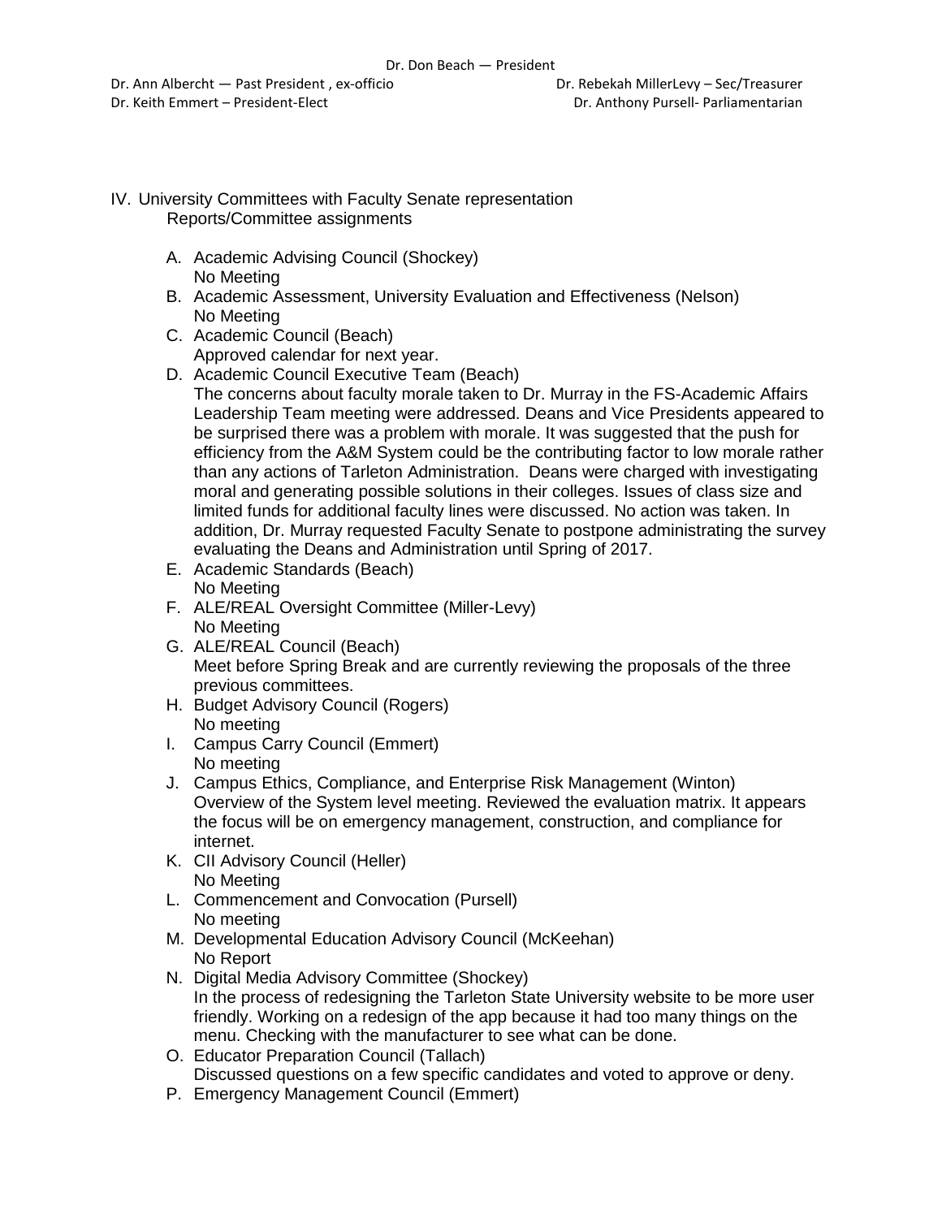IV. University Committees with Faculty Senate representation
  Reports/Committee assignments

A. Academic Advising Council (Shockey)
   No Meeting
B. Academic Assessment, University Evaluation and Effectiveness (Nelson)
   No Meeting
C. Academic Council (Beach)
   Approved calendar for next year.
D. Academic Council Executive Team (Beach)
   The concerns about faculty morale taken to Dr. Murray in the FS-Academic Affairs Leadership Team meeting were addressed. Deans and Vice Presidents appeared to be surprised there was a problem with morale. It was suggested that the push for efficiency from the A&M System could be the contributing factor to low morale rather than any actions of Tarleton Administration. Deans were charged with investigating moral and generating possible solutions in their colleges. Issues of class size and limited funds for additional faculty lines were discussed. No action was taken. In addition, Dr. Murray requested Faculty Senate to postpone administrating the survey evaluating the Deans and Administration until Spring of 2017.
E. Academic Standards (Beach)
   No Meeting
F. ALE/REAL Oversight Committee (Miller-Levy)
   No Meeting
G. ALE/REAL Council (Beach)
   Meet before Spring Break and are currently reviewing the proposals of the three previous committees.
H. Budget Advisory Council (Rogers)
   No meeting
I. Campus Carry Council (Emmert)
   No meeting
J. Campus Ethics, Compliance, and Enterprise Risk Management (Winton)
   Overview of the System level meeting. Reviewed the evaluation matrix. It appears the focus will be on emergency management, construction, and compliance for internet.
K. CII Advisory Council (Heller)
   No Meeting
L. Commencement and Convocation (Pursell)
   No meeting
M. Developmental Education Advisory Council (McKeehan)
   No Report
N. Digital Media Advisory Committee (Shockey)
   In the process of redesigning the Tarleton State University website to be more user friendly. Working on a redesign of the app because it had too many things on the menu. Checking with the manufacturer to see what can be done.
O. Educator Preparation Council (Tallach)
   Discussed questions on a few specific candidates and voted to approve or deny.
P. Emergency Management Council (Emmert)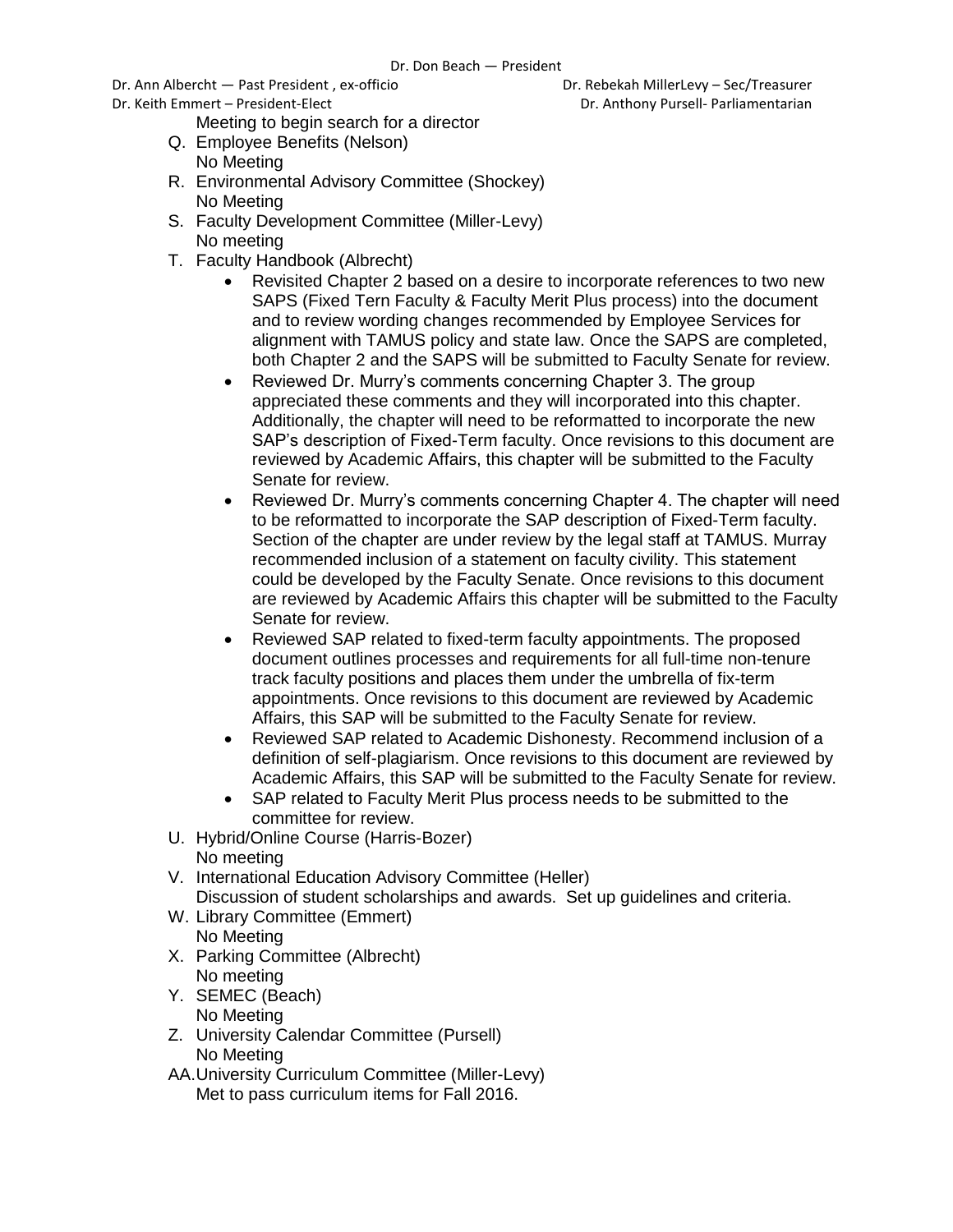Meeting to begin search for a director

Q. Employee Benefits (Nelson)
   No Meeting
R. Environmental Advisory Committee (Shockey)
   No Meeting
S. Faculty Development Committee (Miller-Levy)
   No meeting
T. Faculty Handbook (Albrecht)
   - Revisited Chapter 2 based on a desire to incorporate references to two new SAPS (Fixed Tern Faculty & Faculty Merit Plus process) into the document and to review wording changes recommended by Employee Services for alignment with TAMUS policy and state law. Once the SAPS are completed, both Chapter 2 and the SAPS will be submitted to Faculty Senate for review.
   - Reviewed Dr. Murry's comments concerning Chapter 3. The group appreciated these comments and they will incorporated into this chapter. Additionally, the chapter will need to be reformatted to incorporate the new SAP's description of Fixed-Term faculty. Once revisions to this document are reviewed by Academic Affairs, this chapter will be submitted to the Faculty Senate for review.
   - Reviewed Dr. Murry's comments concerning Chapter 4. The chapter will need to be reformatted to incorporate the SAP description of Fixed-Term faculty. Section of the chapter are under review by the legal staff at TAMUS. Murray recommended inclusion of a statement on faculty civility. This statement could be developed by the Faculty Senate. Once revisions to this document are reviewed by Academic Affairs this chapter will be submitted to the Faculty Senate for review.
   - Reviewed SAP related to fixed-term faculty appointments. The proposed document outlines processes and requirements for all full-time non-tenure track faculty positions and places them under the umbrella of fix-term appointments. Once revisions to this document are reviewed by Academic Affairs, this SAP will be submitted to the Faculty Senate for review.
   - Reviewed SAP related to Academic Dishonesty. Recommend inclusion of a definition of self-plagiarism. Once revisions to this document are reviewed by Academic Affairs, this SAP will be submitted to the Faculty Senate for review.
   - SAP related to Faculty Merit Plus process needs to be submitted to the committee for review.
U. Hybrid/Online Course (Harris-Bozer)
   No meeting
V. International Education Advisory Committee (Heller)
   Discussion of student scholarships and awards. Set up guidelines and criteria.
W. Library Committee (Emmert)
   No Meeting
X. Parking Committee (Albrecht)
   No meeting
Y. SEMEC (Beach)
   No Meeting
Z. University Calendar Committee (Pursell)
   No Meeting
AA. University Curriculum Committee (Miller-Levy)
   Met to pass curriculum items for Fall 2016.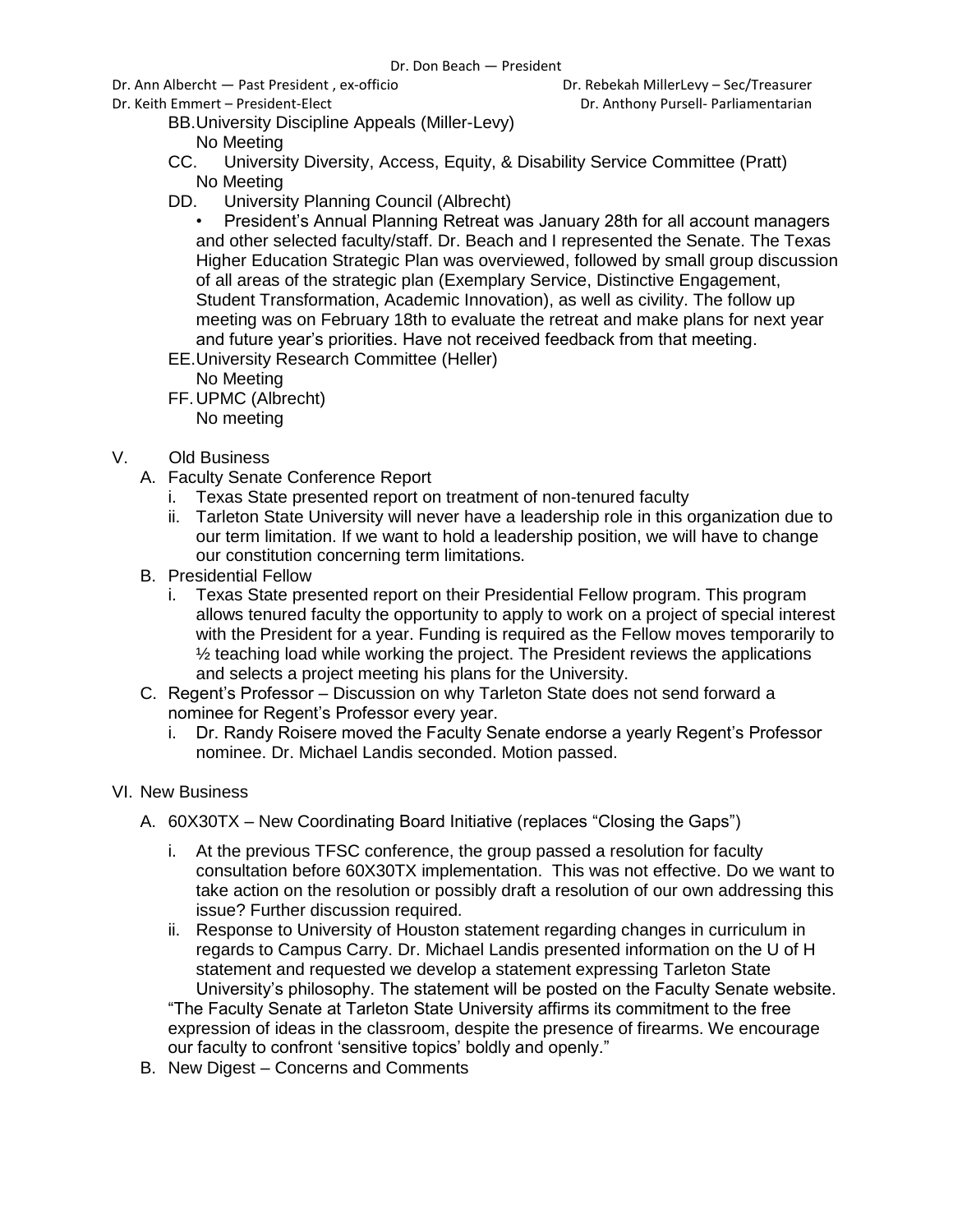BB. University Discipline Appeals (Miller-Levy)
   No Meeting

CC. University Diversity, Access, Equity, & Disability Service Committee (Pratt)
   No Meeting

DD. University Planning Council (Albrecht)
   - President's Annual Planning Retreat was January 28th for all account managers and other selected faculty/staff. Dr. Beach and I represented the Senate. The Texas Higher Education Strategic Plan was overviewed, followed by small group discussion of all areas of the strategic plan (Exemplary Service, Distinctive Engagement, Student Transformation, Academic Innovation), as well as civility. The follow up meeting was on February 18th to evaluate the retreat and make plans for next year and future year's priorities. Have not received feedback from that meeting.

EE. University Research Committee (Heller)
   No Meeting

FF. UPMC (Albrecht)
   No meeting

V. Old Business

A. Faculty Senate Conference Report
   i. Texas State presented report on treatment of non-tenured faculty
   ii. Tarleton State University will never have a leadership role in this organization due to our term limitation. If we want to hold a leadership position, we will have to change our constitution concerning term limitations.

B. Presidential Fellow
   i. Texas State presented report on their Presidential Fellow program. This program allows tenured faculty the opportunity to apply to work on a project of special interest with the President for a year. Funding is required as the Fellow moves temporarily to ½ teaching load while working the project. The President reviews the applications and selects a project meeting his plans for the University.

C. Regent's Professor – Discussion on why Tarleton State does not send forward a nominee for Regent's Professor every year.
   i. Dr. Randy Roisere moved the Faculty Senate endorse a yearly Regent's Professor nominee. Dr. Michael Landis seconded. Motion passed.

VI. New Business

A. 60X30TX – New Coordinating Board Initiative (replaces "Closing the Gaps")
   i. At the previous TFSC conference, the group passed a resolution for faculty consultation before 60X30TX implementation. This was not effective. Do we want to take action on the resolution or possibly draft a resolution of our own addressing this issue? Further discussion required.
   ii. Response to University of Houston statement regarding changes in curriculum in regards to Campus Carry. Dr. Michael Landis presented information on the U of H statement and requested we develop a statement expressing Tarleton State University's philosophy. The statement will be posted on the Faculty Senate website.

   "The Faculty Senate at Tarleton State University affirms its commitment to the free expression of ideas in the classroom, despite the presence of firearms. We encourage our faculty to confront 'sensitive topics' boldly and openly."

B. New Digest – Concerns and Comments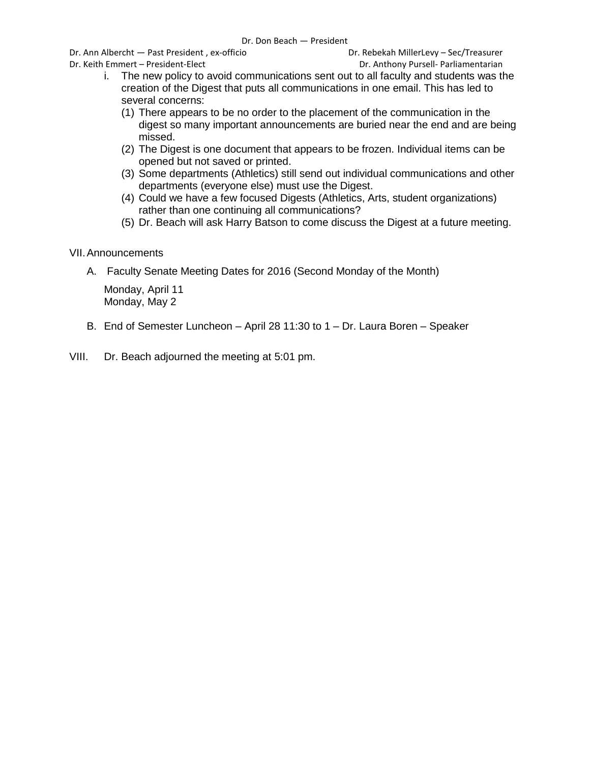i. The new policy to avoid communications sent out to all faculty and students was the creation of the Digest that puts all communications in one email. This has led to several concerns:
   (1) There appears to be no order to the placement of the communication in the digest so many important announcements are buried near the end and are being missed.
   (2) The Digest is one document that appears to be frozen. Individual items can be opened but not saved or printed.
   (3) Some departments (Athletics) still send out individual communications and other departments (everyone else) must use the Digest.
   (4) Could we have a few focused Digests (Athletics, Arts, student organizations) rather than one continuing all communications?
   (5) Dr. Beach will ask Harry Batson to come discuss the Digest at a future meeting.

VII. Announcements

A. Faculty Senate Meeting Dates for 2016 (Second Monday of the Month)

   Monday, April 11
   Monday, May 2

B. End of Semester Luncheon – April 28 11:30 to 1 – Dr. Laura Boren – Speaker

VIII. Dr. Beach adjourned the meeting at 5:01 pm.